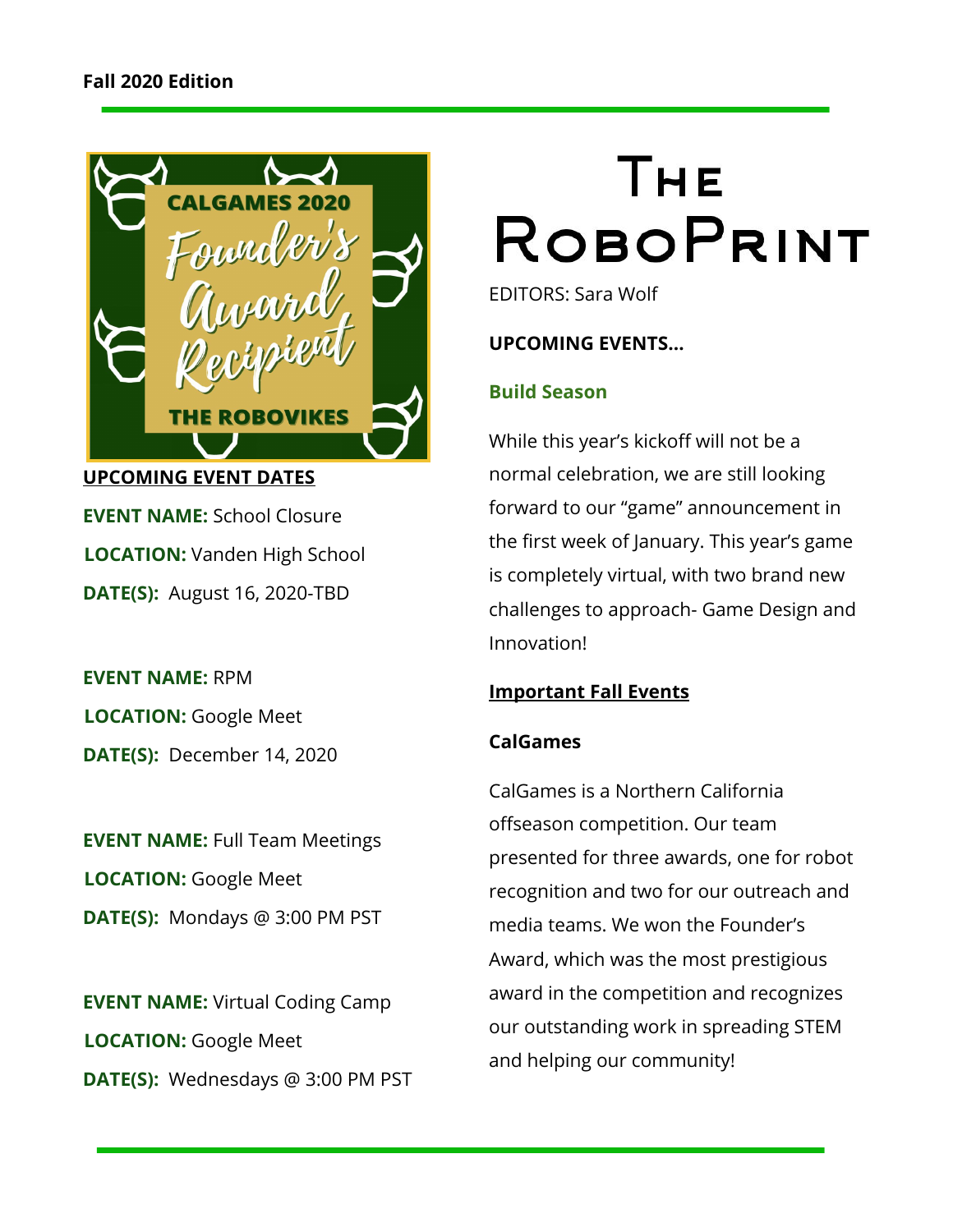**Fall 2020 Edition**

# The RoboPrint

EDITORS: Sara Wolf

CALGAMES 2020

Founder's Award Recipient

THE ROBOVIKES

**UPCOMING EVENT DATES**

**EVENT NAME:** School Closure

**LOCATION:** Vanden High School

**DATE(S):** August 16, 2020-TBD

**EVENT NAME:** RPM

**LOCATION:** Google Meet

**DATE(S):** December 14, 2020

**EVENT NAME:** Full Team Meetings

**LOCATION:** Google Meet

**DATE(S):** Mondays @ 3:00 PM PST

**EVENT NAME:** Virtual Coding Camp

**LOCATION:** Google Meet

**DATE(S):** Wednesdays @ 3:00 PM PST

**UPCOMING EVENTS...**

### Build Season

While this year's kickoff will not be a normal celebration, we are still looking forward to our "game" announcement in the first week of January. This year's game is completely virtual, with two brand new challenges to approach- Game Design and Innovation!

## Important Fall Events

### CalGames

CalGames is a Northern California offseason competition. Our team presented for three awards, one for robot recognition and two for our outreach and media teams. We won the Founder's Award, which was the most prestigious award in the competition and recognizes our outstanding work in spreading STEM and helping our community!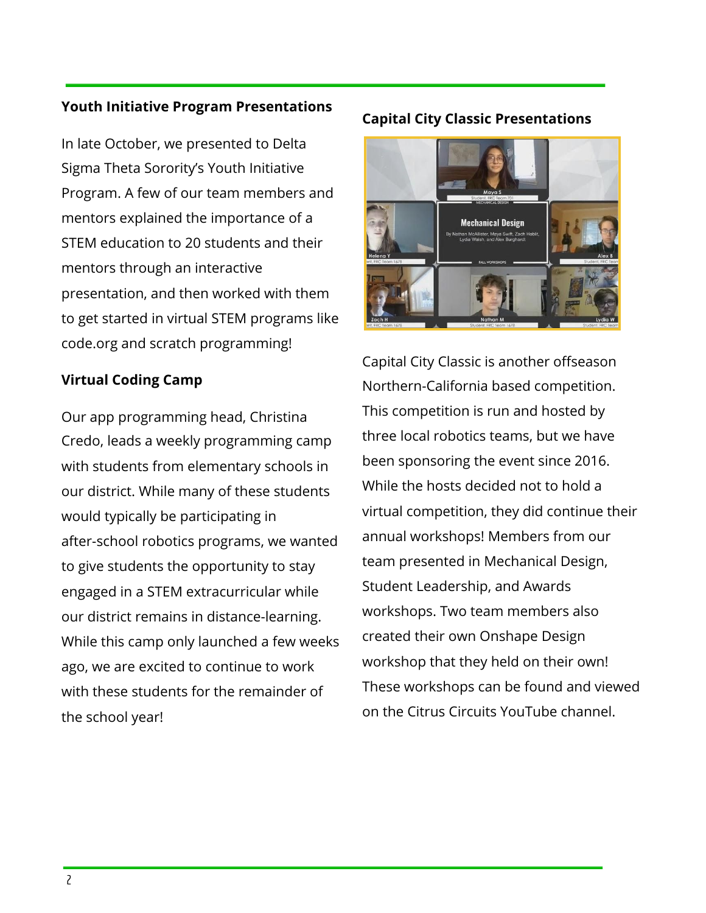### Youth Initiative Program Presentations

In late October, we presented to Delta Sigma Theta Sorority's Youth Initiative Program. A few of our team members and mentors explained the importance of a STEM education to 20 students and their mentors through an interactive presentation, and then worked with them to get started in virtual STEM programs like code.org and scratch programming!

### Virtual Coding Camp

Our app programming head, Christina Credo, leads a weekly programming camp with students from elementary schools in our district. While many of these students would typically be participating in after-school robotics programs, we wanted to give students the opportunity to stay engaged in a STEM extracurricular while our district remains in distance-learning. While this camp only launched a few weeks ago, we are excited to continue to work with these students for the remainder of the school year!

### Capital City Classic Presentations

Capital City Classic is another offseason Northern-California based competition. This competition is run and hosted by three local robotics teams, but we have been sponsoring the event since 2016. While the hosts decided not to hold a virtual competition, they did continue their annual workshops! Members from our team presented in Mechanical Design, Student Leadership, and Awards workshops. Two team members also created their own Onshape Design workshop that they held on their own! These workshops can be found and viewed on the Citrus Circuits YouTube channel.